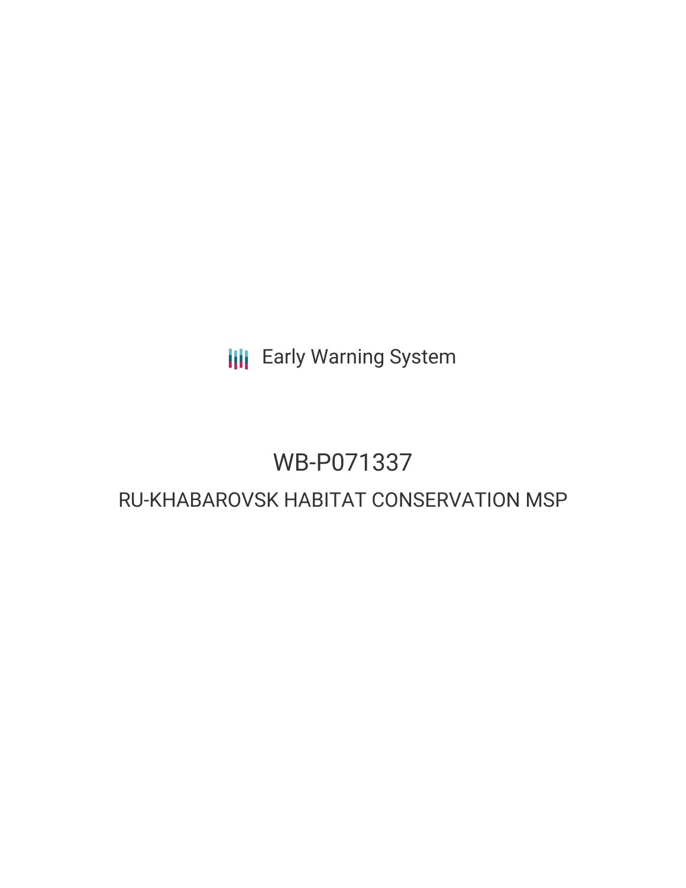Early Warning System

# WB-P071337

## RU-KHABAROVSK HABITAT CONSERVATION MSP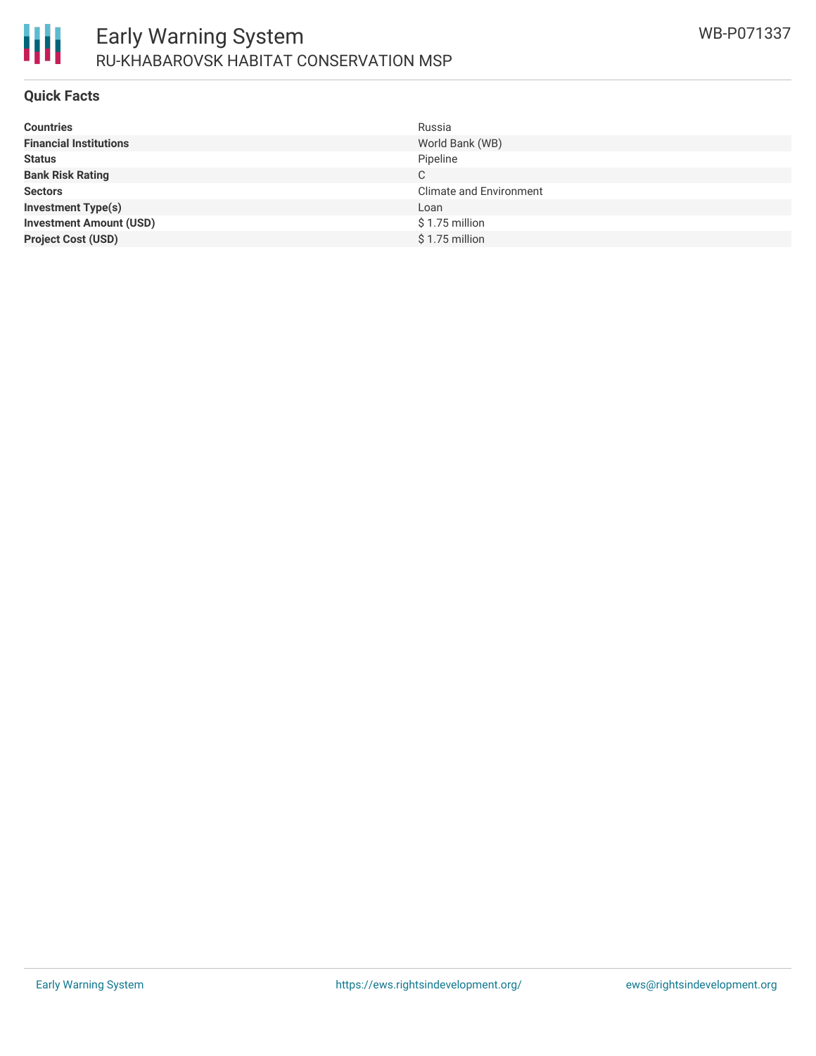# Early Warning System

## RU-KHABAROVSK HABITAT CONSERVATION MSP

WB-P071337

### Quick Facts

| | |
|---|---|
| **Countries** | Russia |
| **Financial Institutions** | World Bank (WB) |
| **Status** | Pipeline |
| **Bank Risk Rating** | C |
| **Sectors** | Climate and Environment |
| **Investment Type(s)** | Loan |
| **Investment Amount (USD)** | $ 1.75 million |
| **Project Cost (USD)** | $ 1.75 million |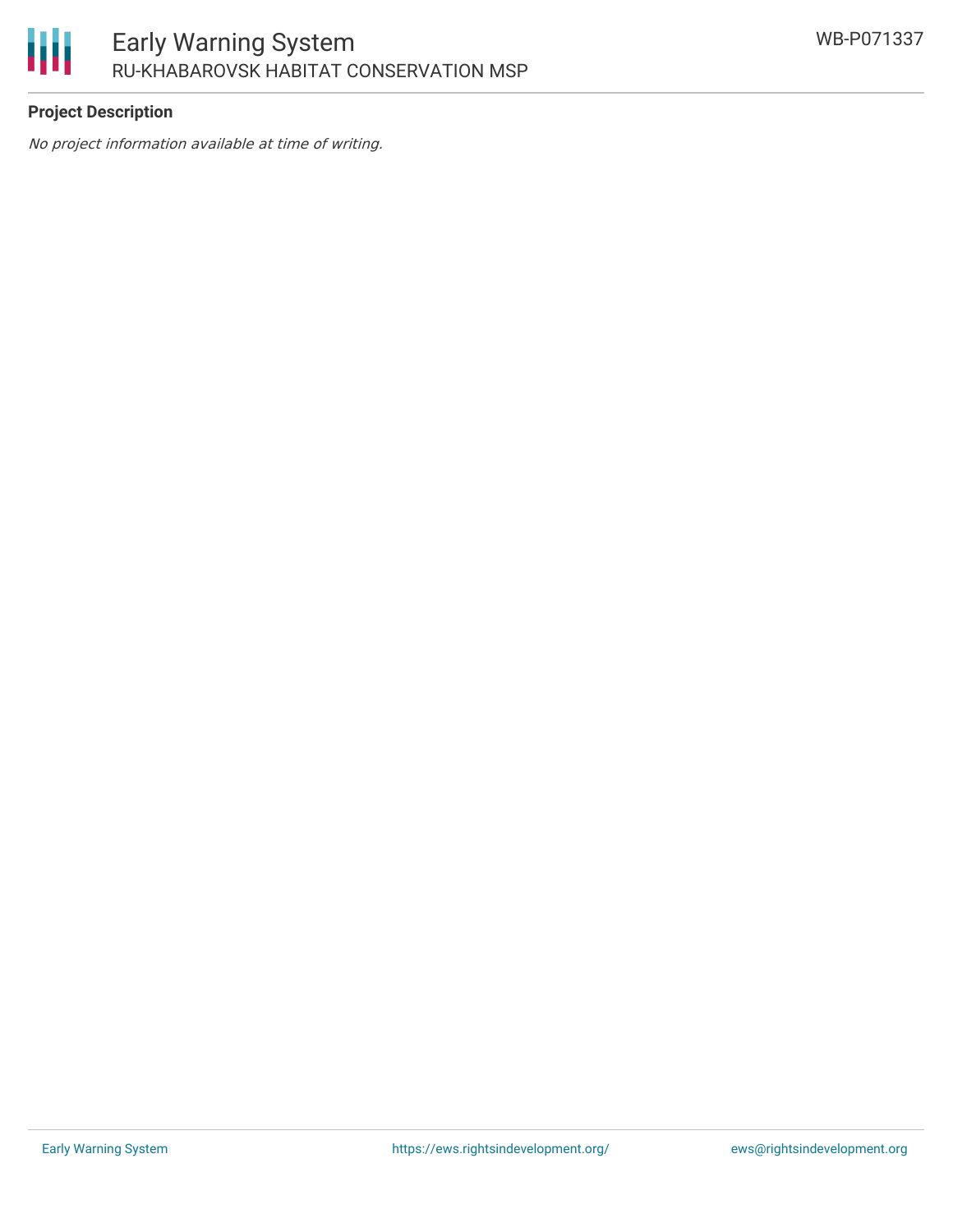**Project Description**

*No project information available at time of writing.*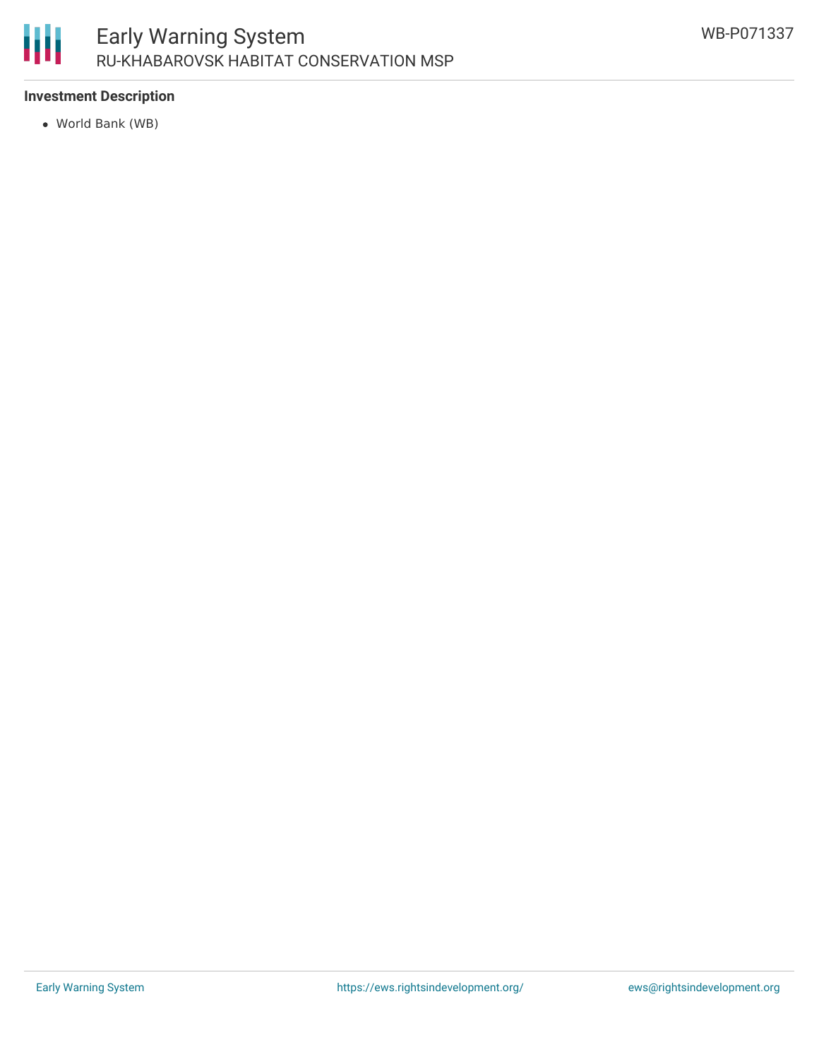### Investment Description

- World Bank (WB)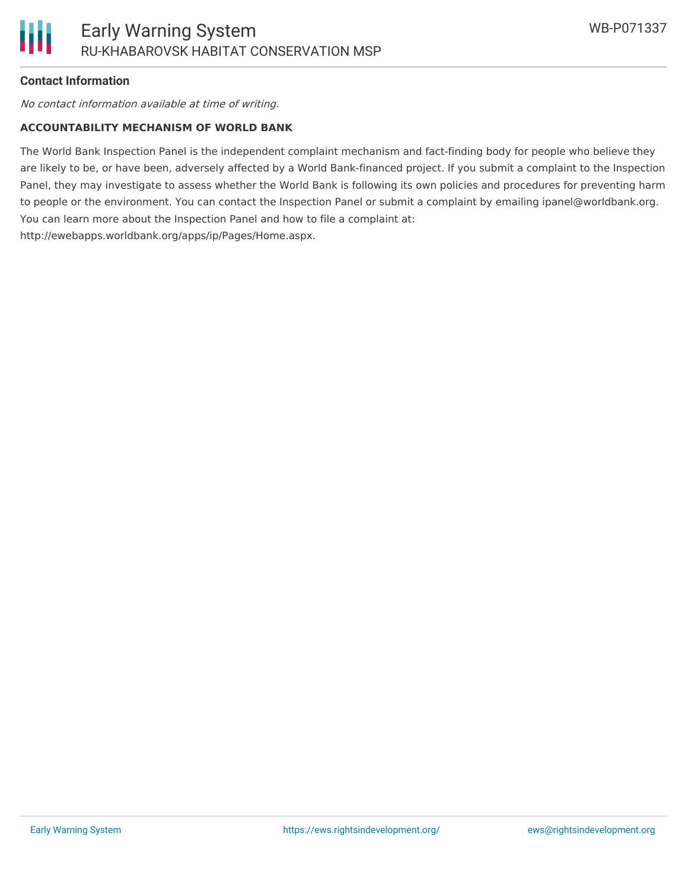**Contact Information**

*No contact information available at time of writing.*

**ACCOUNTABILITY MECHANISM OF WORLD BANK**

The World Bank Inspection Panel is the independent complaint mechanism and fact-finding body for people who believe they are likely to be, or have been, adversely affected by a World Bank-financed project. If you submit a complaint to the Inspection Panel, they may investigate to assess whether the World Bank is following its own policies and procedures for preventing harm to people or the environment. You can contact the Inspection Panel or submit a complaint by emailing ipanel@worldbank.org. You can learn more about the Inspection Panel and how to file a complaint at: http://ewebapps.worldbank.org/apps/ip/Pages/Home.aspx.